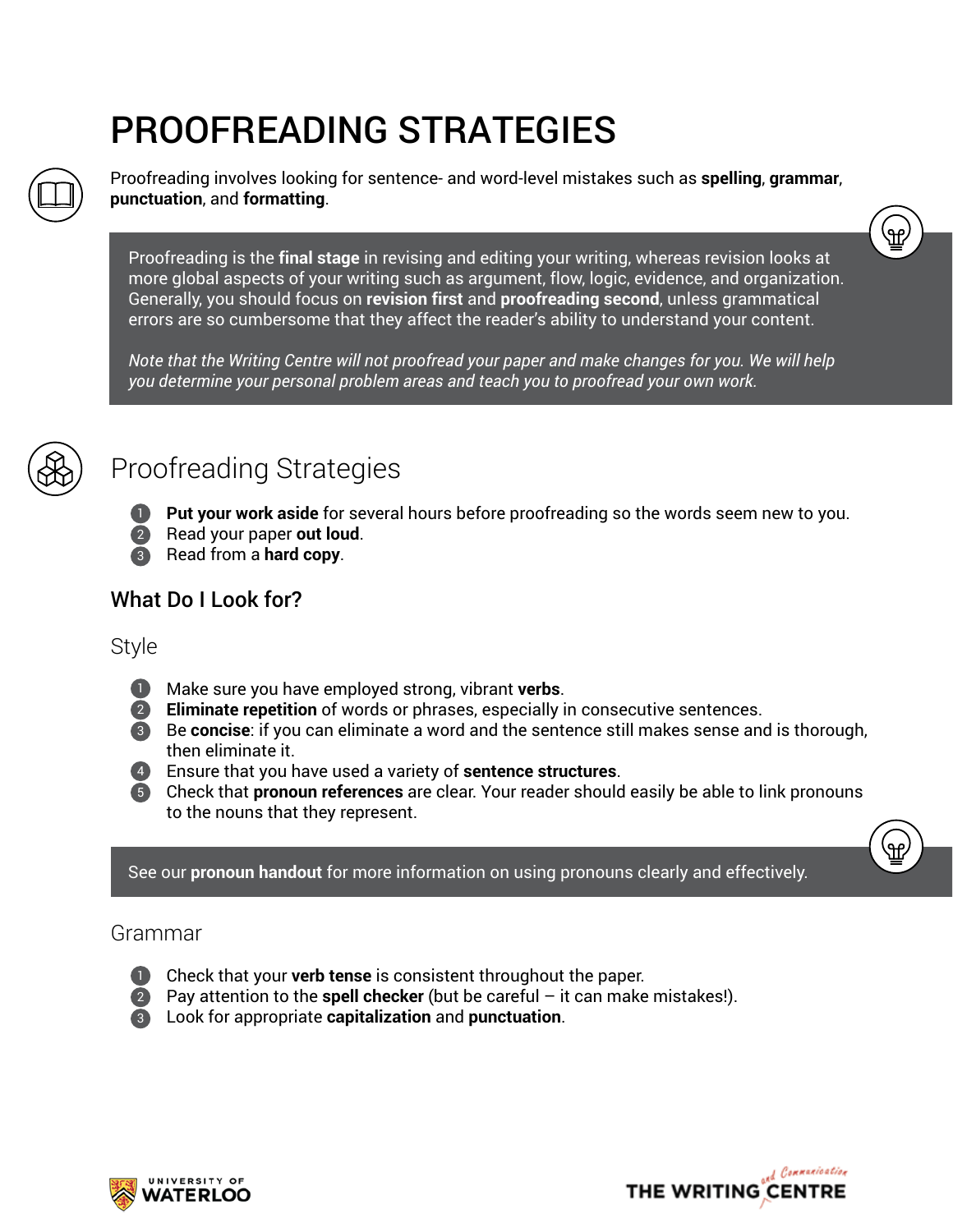# PROOFREADING STRATEGIES

Proofreading involves looking for sentence- and word-level mistakes such as **spelling**, **grammar**, **punctuation**, and **formatting**.

> Proofreading is the **final stage** in revising and editing your writing, whereas revision looks at more global aspects of your writing such as argument, flow, logic, evidence, and organization. Generally, you should focus on **revision first** and **proofreading second**, unless grammatical errors are so cumbersome that they affect the reader's ability to understand your content.
>
> *Note that the Writing Centre will not proofread your paper and make changes for you. We will help you determine your personal problem areas and teach you to proofread your own work.*

## Proofreading Strategies

1. **Put your work aside** for several hours before proofreading so the words seem new to you.
2. Read your paper **out loud**.
3. Read from a **hard copy**.

### What Do I Look for?

#### Style

1. Make sure you have employed strong, vibrant **verbs**.
2. **Eliminate repetition** of words or phrases, especially in consecutive sentences.
3. Be **concise**: if you can eliminate a word and the sentence still makes sense and is thorough, then eliminate it.
4. Ensure that you have used a variety of **sentence structures**.
5. Check that **pronoun references** are clear. Your reader should easily be able to link pronouns to the nouns that they represent.

> See our **pronoun handout** for more information on using pronouns clearly and effectively.

#### Grammar

1. Check that your **verb tense** is consistent throughout the paper.
2. Pay attention to the **spell checker** (but be careful – it can make mistakes!).
3. Look for appropriate **capitalization** and **punctuation**.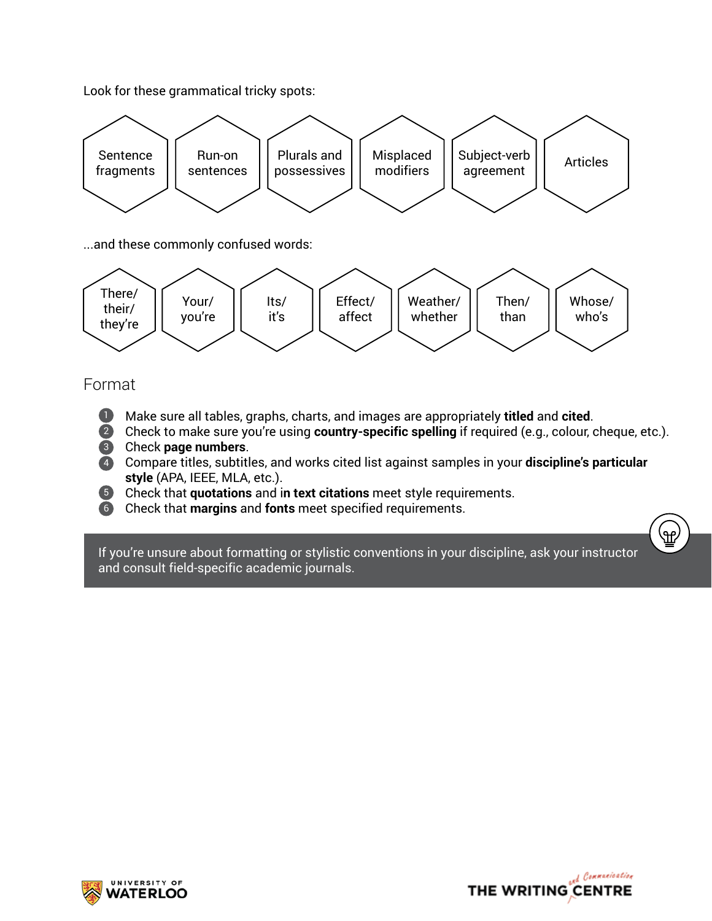Look for these grammatical tricky spots:

- Sentence fragments
- Run-on sentences
- Plurals and possessives
- Misplaced modifiers
- Subject-verb agreement
- Articles

...and these commonly confused words:

- There/ their/ they're
- Your/ you're
- Its/ it's
- Effect/ affect
- Weather/ whether
- Then/ than
- Whose/ who's

## Format

1. Make sure all tables, graphs, charts, and images are appropriately **titled** and **cited**.
2. Check to make sure you're using **country-specific spelling** if required (e.g., colour, cheque, etc.).
3. Check **page numbers**.
4. Compare titles, subtitles, and works cited list against samples in your **discipline's particular style** (APA, IEEE, MLA, etc.).
5. Check that **quotations** and i**n text citations** meet style requirements.
6. Check that **margins** and **fonts** meet specified requirements.

If you're unsure about formatting or stylistic conventions in your discipline, ask your instructor and consult field-specific academic journals.